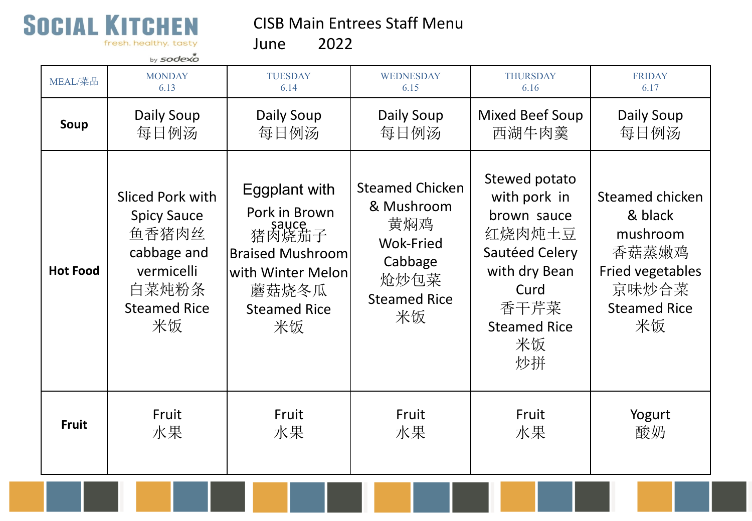SOCIAL KITCHEN
fresh. healthy. tasty
by sodexo

# CISB Main Entrees Staff Menu
## June 2022

| MEAL/菜品 | MONDAY 6.13 | TUESDAY 6.14 | WEDNESDAY 6.15 | THURSDAY 6.16 | FRIDAY 6.17 |
|---|---|---|---|---|---|
| **Soup** | Daily Soup 每日例汤 | Daily Soup 每日例汤 | Daily Soup 每日例汤 | Mixed Beef Soup 西湖牛肉羹 | Daily Soup 每日例汤 |
| **Hot Food** | Sliced Pork with Spicy Sauce 鱼香猪肉丝 cabbage and vermicelli 白菜炖粉条 Steamed Rice 米饭 | Eggplant with Pork in Brown sauce 猪肉烧茄子 Braised Mushroom with Winter Melon 蘑菇烧冬瓜 Steamed Rice 米饭 | Steamed Chicken & Mushroom 黄焖鸡 Wok-Fried Cabbage 炝炒包菜 Steamed Rice 米饭 | Stewed potato with pork in brown sauce 红烧肉炖土豆 Sautéed Celery with dry Bean Curd 香干芹菜 Steamed Rice 米饭 炒拼 | Steamed chicken & black mushroom 香菇蒸嫩鸡 Fried vegetables 京味炒合菜 Steamed Rice 米饭 |
| **Fruit** | Fruit 水果 | Fruit 水果 | Fruit 水果 | Fruit 水果 | Yogurt 酸奶 |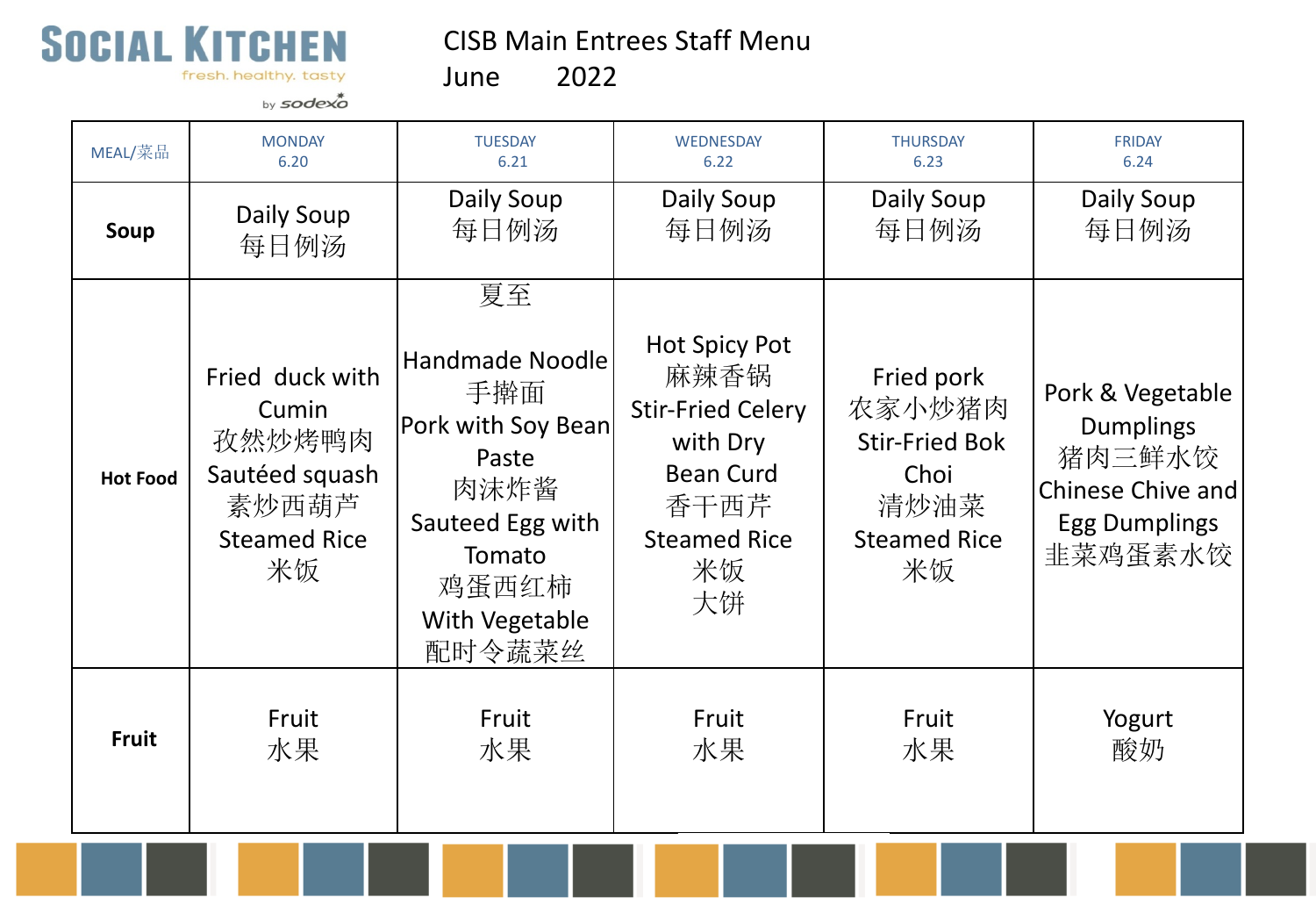SOCIAL KITCHEN
fresh. healthy. tasty
by sodexo

# CISB Main Entrees Staff Menu
June 2022

| MEAL/菜品 | MONDAY 6.20 | TUESDAY 6.21 | WEDNESDAY 6.22 | THURSDAY 6.23 | FRIDAY 6.24 |
|---|---|---|---|---|---|
| **Soup** | Daily Soup 每日例汤 | Daily Soup 每日例汤 | Daily Soup 每日例汤 | Daily Soup 每日例汤 | Daily Soup 每日例汤 |
| **Hot Food** | Fried duck with Cumin 孜然炒烤鸭肉 Sautéed squash 素炒西葫芦 Steamed Rice 米饭 | 夏至 Handmade Noodle 手擀面 Pork with Soy Bean Paste 肉沫炸酱 Sauteed Egg with Tomato 鸡蛋西红柿 With Vegetable 配时令蔬菜丝 | Hot Spicy Pot 麻辣香锅 Stir-Fried Celery with Dry Bean Curd 香干西芹 Steamed Rice 米饭 大饼 | Fried pork 农家小炒猪肉 Stir-Fried Bok Choi 清炒油菜 Steamed Rice 米饭 | Pork & Vegetable Dumplings 猪肉三鲜水饺 Chinese Chive and Egg Dumplings 韭菜鸡蛋素水饺 |
| **Fruit** | Fruit 水果 | Fruit 水果 | Fruit 水果 | Fruit 水果 | Yogurt 酸奶 |